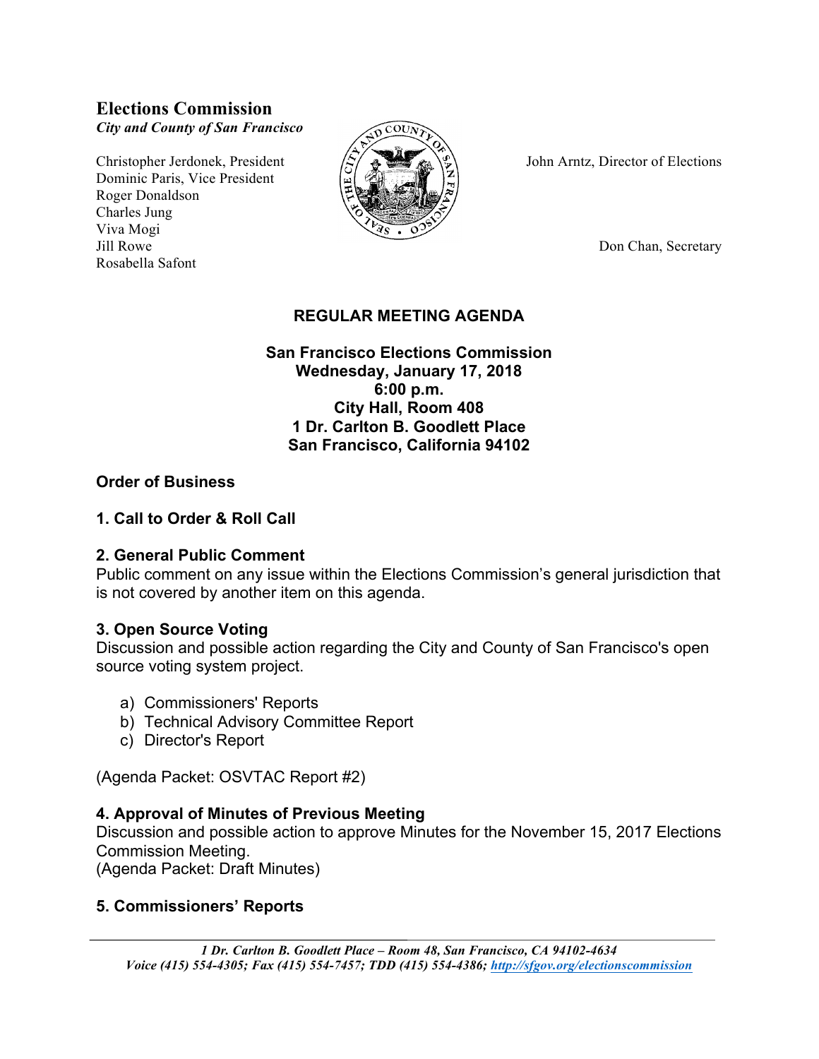# Elections Commission

*City and County of San Francisco*

Christopher Jerdonek, President
Dominic Paris, Vice President
Roger Donaldson
Charles Jung
Viva Mogi
Jill Rowe
Rosabella Safont

John Arntz, Director of Elections

Don Chan, Secretary

## REGULAR MEETING AGENDA

**San Francisco Elections Commission**
**Wednesday, January 17, 2018**
**6:00 p.m.**
**City Hall, Room 408**
**1 Dr. Carlton B. Goodlett Place**
**San Francisco, California 94102**

### Order of Business

### 1. Call to Order & Roll Call

### 2. General Public Comment

Public comment on any issue within the Elections Commission's general jurisdiction that is not covered by another item on this agenda.

### 3. Open Source Voting

Discussion and possible action regarding the City and County of San Francisco's open source voting system project.

a) Commissioners' Reports
b) Technical Advisory Committee Report
c) Director's Report

(Agenda Packet: OSVTAC Report #2)

### 4. Approval of Minutes of Previous Meeting

Discussion and possible action to approve Minutes for the November 15, 2017 Elections Commission Meeting.
(Agenda Packet: Draft Minutes)

### 5. Commissioners' Reports

*1 Dr. Carlton B. Goodlett Place – Room 48, San Francisco, CA 94102-4634*
*Voice (415) 554-4305; Fax (415) 554-7457; TDD (415) 554-4386; http://sfgov.org/electionscommission*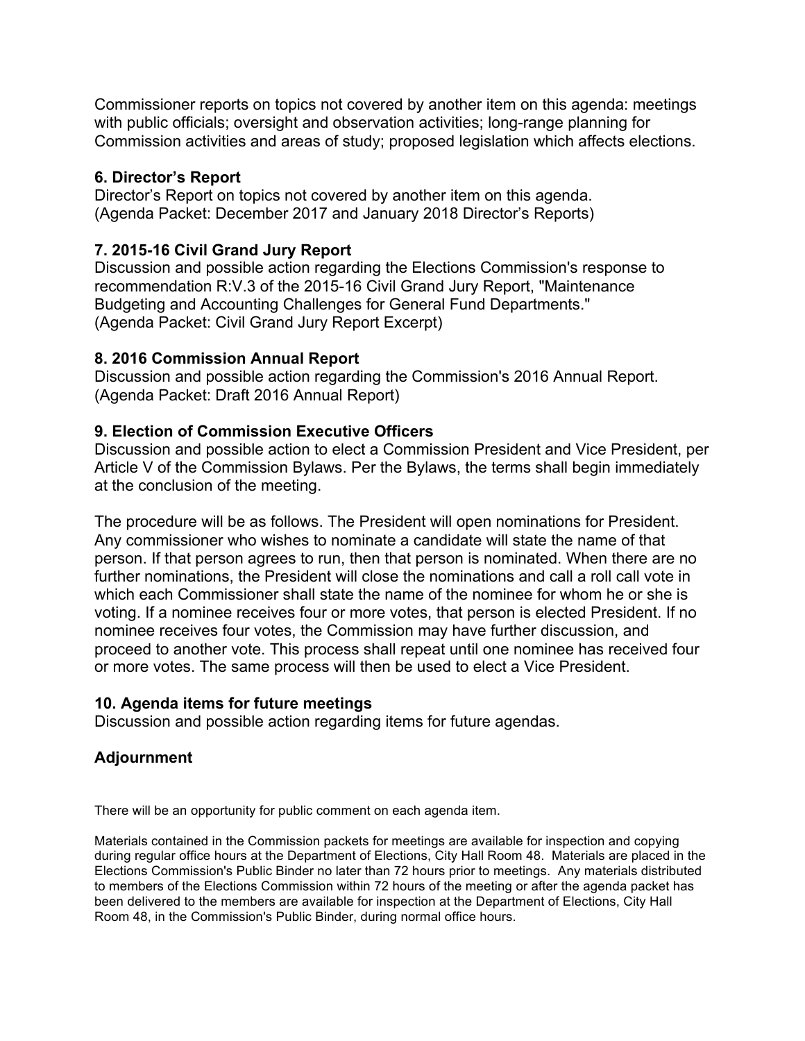Commissioner reports on topics not covered by another item on this agenda: meetings with public officials; oversight and observation activities; long-range planning for Commission activities and areas of study; proposed legislation which affects elections.

### 6. Director's Report

Director's Report on topics not covered by another item on this agenda.
(Agenda Packet: December 2017 and January 2018 Director's Reports)

### 7. 2015-16 Civil Grand Jury Report

Discussion and possible action regarding the Elections Commission's response to recommendation R:V.3 of the 2015-16 Civil Grand Jury Report, "Maintenance Budgeting and Accounting Challenges for General Fund Departments."
(Agenda Packet: Civil Grand Jury Report Excerpt)

### 8. 2016 Commission Annual Report

Discussion and possible action regarding the Commission's 2016 Annual Report.
(Agenda Packet: Draft 2016 Annual Report)

### 9. Election of Commission Executive Officers

Discussion and possible action to elect a Commission President and Vice President, per Article V of the Commission Bylaws. Per the Bylaws, the terms shall begin immediately at the conclusion of the meeting.

The procedure will be as follows. The President will open nominations for President. Any commissioner who wishes to nominate a candidate will state the name of that person. If that person agrees to run, then that person is nominated. When there are no further nominations, the President will close the nominations and call a roll call vote in which each Commissioner shall state the name of the nominee for whom he or she is voting. If a nominee receives four or more votes, that person is elected President. If no nominee receives four votes, the Commission may have further discussion, and proceed to another vote. This process shall repeat until one nominee has received four or more votes. The same process will then be used to elect a Vice President.

### 10. Agenda items for future meetings

Discussion and possible action regarding items for future agendas.

### Adjournment

There will be an opportunity for public comment on each agenda item.

Materials contained in the Commission packets for meetings are available for inspection and copying during regular office hours at the Department of Elections, City Hall Room 48. Materials are placed in the Elections Commission's Public Binder no later than 72 hours prior to meetings. Any materials distributed to members of the Elections Commission within 72 hours of the meeting or after the agenda packet has been delivered to the members are available for inspection at the Department of Elections, City Hall Room 48, in the Commission's Public Binder, during normal office hours.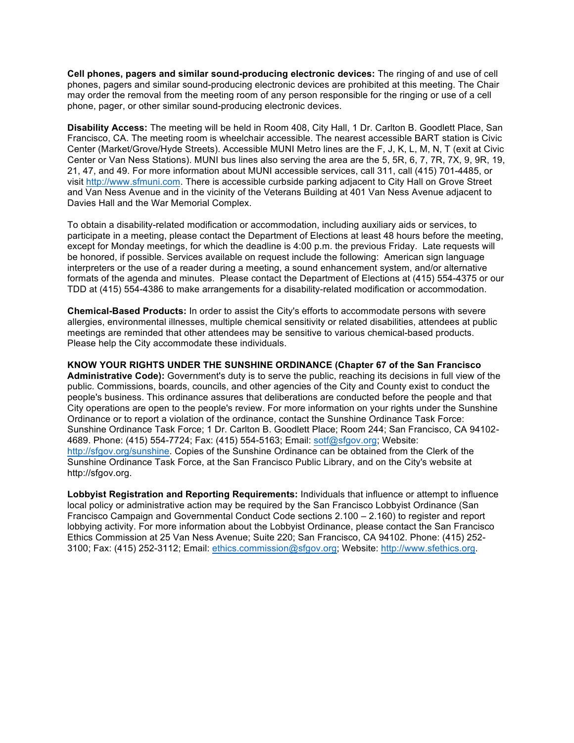**Cell phones, pagers and similar sound-producing electronic devices:** The ringing of and use of cell phones, pagers and similar sound-producing electronic devices are prohibited at this meeting. The Chair may order the removal from the meeting room of any person responsible for the ringing or use of a cell phone, pager, or other similar sound-producing electronic devices.

**Disability Access:** The meeting will be held in Room 408, City Hall, 1 Dr. Carlton B. Goodlett Place, San Francisco, CA. The meeting room is wheelchair accessible. The nearest accessible BART station is Civic Center (Market/Grove/Hyde Streets). Accessible MUNI Metro lines are the F, J, K, L, M, N, T (exit at Civic Center or Van Ness Stations). MUNI bus lines also serving the area are the 5, 5R, 6, 7, 7R, 7X, 9, 9R, 19, 21, 47, and 49. For more information about MUNI accessible services, call 311, call (415) 701-4485, or visit http://www.sfmuni.com. There is accessible curbside parking adjacent to City Hall on Grove Street and Van Ness Avenue and in the vicinity of the Veterans Building at 401 Van Ness Avenue adjacent to Davies Hall and the War Memorial Complex.

To obtain a disability-related modification or accommodation, including auxiliary aids or services, to participate in a meeting, please contact the Department of Elections at least 48 hours before the meeting, except for Monday meetings, for which the deadline is 4:00 p.m. the previous Friday. Late requests will be honored, if possible. Services available on request include the following: American sign language interpreters or the use of a reader during a meeting, a sound enhancement system, and/or alternative formats of the agenda and minutes. Please contact the Department of Elections at (415) 554-4375 or our TDD at (415) 554-4386 to make arrangements for a disability-related modification or accommodation.

**Chemical-Based Products:** In order to assist the City's efforts to accommodate persons with severe allergies, environmental illnesses, multiple chemical sensitivity or related disabilities, attendees at public meetings are reminded that other attendees may be sensitive to various chemical-based products. Please help the City accommodate these individuals.

**KNOW YOUR RIGHTS UNDER THE SUNSHINE ORDINANCE (Chapter 67 of the San Francisco Administrative Code):** Government's duty is to serve the public, reaching its decisions in full view of the public. Commissions, boards, councils, and other agencies of the City and County exist to conduct the people's business. This ordinance assures that deliberations are conducted before the people and that City operations are open to the people's review. For more information on your rights under the Sunshine Ordinance or to report a violation of the ordinance, contact the Sunshine Ordinance Task Force: Sunshine Ordinance Task Force; 1 Dr. Carlton B. Goodlett Place; Room 244; San Francisco, CA 94102-4689. Phone: (415) 554-7724; Fax: (415) 554-5163; Email: sotf@sfgov.org; Website: http://sfgov.org/sunshine. Copies of the Sunshine Ordinance can be obtained from the Clerk of the Sunshine Ordinance Task Force, at the San Francisco Public Library, and on the City's website at http://sfgov.org.

**Lobbyist Registration and Reporting Requirements:** Individuals that influence or attempt to influence local policy or administrative action may be required by the San Francisco Lobbyist Ordinance (San Francisco Campaign and Governmental Conduct Code sections 2.100 – 2.160) to register and report lobbying activity. For more information about the Lobbyist Ordinance, please contact the San Francisco Ethics Commission at 25 Van Ness Avenue; Suite 220; San Francisco, CA 94102. Phone: (415) 252-3100; Fax: (415) 252-3112; Email: ethics.commission@sfgov.org; Website: http://www.sfethics.org.